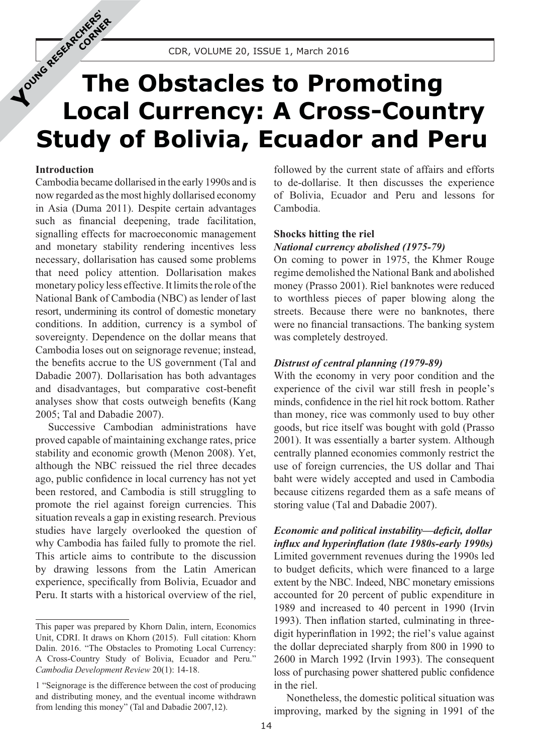# The Obstacles to Promoting Local Currency: A Cross-Country Study of Bolivia, Ecuador and Peru

## Introduction

Cambodia became dollarised in the early 1990s and is now regarded as the most highly dollarised economy in Asia (Duma 2011). Despite certain advantages such as financial deepening, trade facilitation, signalling effects for macroeconomic management and monetary stability rendering incentives less necessary, dollarisation has caused some problems that need policy attention. Dollarisation makes monetary policy less effective. It limits the role of the National Bank of Cambodia (NBC) as lender of last resort, undermining its control of domestic monetary conditions. In addition, currency is a symbol of sovereignty. Dependence on the dollar means that Cambodia loses out on seignorage revenue; instead, the benefits accrue to the US government (Tal and Dabadie 2007). Dollarisation has both advantages and disadvantages, but comparative cost-benefit analyses show that costs outweigh benefits (Kang 2005; Tal and Dabadie 2007).

Successive Cambodian administrations have proved capable of maintaining exchange rates, price stability and economic growth (Menon 2008). Yet, although the NBC reissued the riel three decades ago, public confidence in local currency has not yet been restored, and Cambodia is still struggling to promote the riel against foreign currencies. This situation reveals a gap in existing research. Previous studies have largely overlooked the question of why Cambodia has failed fully to promote the riel. This article aims to contribute to the discussion by drawing lessons from the Latin American experience, specifically from Bolivia, Ecuador and Peru. It starts with a historical overview of the riel, followed by the current state of affairs and efforts to de-dollarise. It then discusses the experience of Bolivia, Ecuador and Peru and lessons for Cambodia.

## Shocks hitting the riel

### *National currency abolished (1975-79)*

On coming to power in 1975, the Khmer Rouge regime demolished the National Bank and abolished money (Prasso 2001). Riel banknotes were reduced to worthless pieces of paper blowing along the streets. Because there were no banknotes, there were no financial transactions. The banking system was completely destroyed.

### *Distrust of central planning (1979-89)*

With the economy in very poor condition and the experience of the civil war still fresh in people's minds, confidence in the riel hit rock bottom. Rather than money, rice was commonly used to buy other goods, but rice itself was bought with gold (Prasso 2001). It was essentially a barter system. Although centrally planned economies commonly restrict the use of foreign currencies, the US dollar and Thai baht were widely accepted and used in Cambodia because citizens regarded them as a safe means of storing value (Tal and Dabadie 2007).

### *Economic and political instability—deficit, dollar influx and hyperinflation (late 1980s-early 1990s)*

Limited government revenues during the 1990s led to budget deficits, which were financed to a large extent by the NBC. Indeed, NBC monetary emissions accounted for 20 percent of public expenditure in 1989 and increased to 40 percent in 1990 (Irvin 1993). Then inflation started, culminating in three-digit hyperinflation in 1992; the riel's value against the dollar depreciated sharply from 800 in 1990 to 2600 in March 1992 (Irvin 1993). The consequent loss of purchasing power shattered public confidence in the riel.

Nonetheless, the domestic political situation was improving, marked by the signing in 1991 of the

---

This paper was prepared by Khorn Dalin, intern, Economics Unit, CDRI. It draws on Khorn (2015). Full citation: Khorn Dalin. 2016. "The Obstacles to Promoting Local Currency: A Cross-Country Study of Bolivia, Ecuador and Peru." *Cambodia Development Review* 20(1): 14-18.

1 "Seignorage is the difference between the cost of producing and distributing money, and the eventual income withdrawn from lending this money" (Tal and Dabadie 2007,12).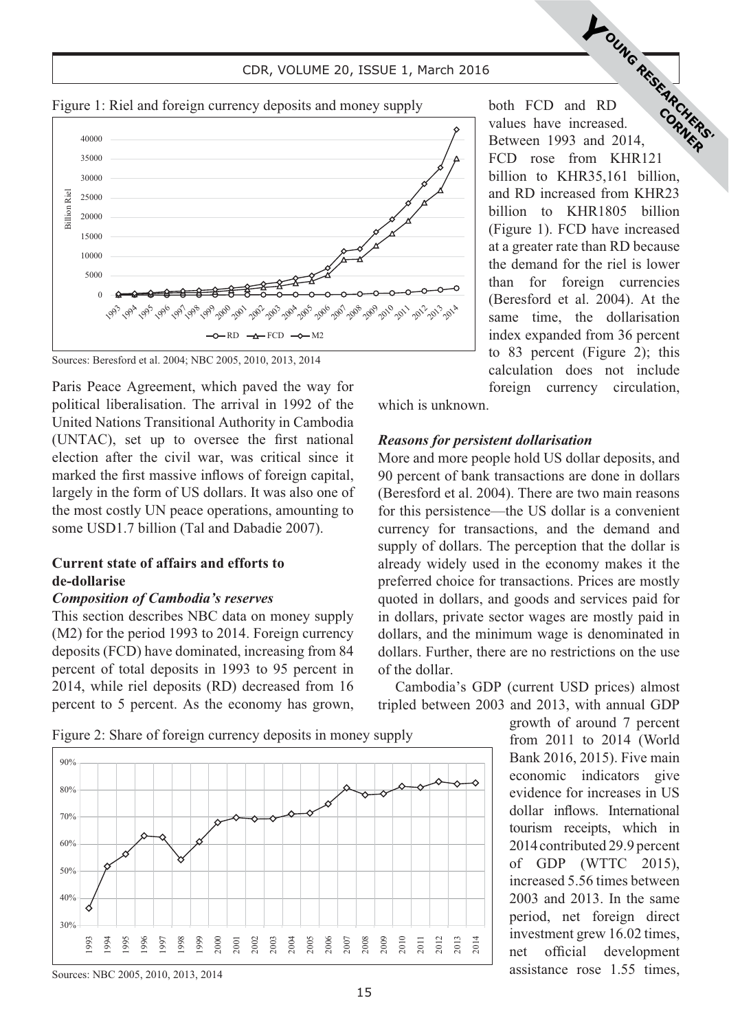Figure 1: Riel and foreign currency deposits and money supply

Sources: Beresford et al. 2004; NBC 2005, 2010, 2013, 2014

Paris Peace Agreement, which paved the way for political liberalisation. The arrival in 1992 of the United Nations Transitional Authority in Cambodia (UNTAC), set up to oversee the first national election after the civil war, was critical since it marked the first massive inflows of foreign capital, largely in the form of US dollars. It was also one of the most costly UN peace operations, amounting to some USD1.7 billion (Tal and Dabadie 2007).

## Current state of affairs and efforts to de-dollarise

### *Composition of Cambodia's reserves*

This section describes NBC data on money supply (M2) for the period 1993 to 2014. Foreign currency deposits (FCD) have dominated, increasing from 84 percent of total deposits in 1993 to 95 percent in 2014, while riel deposits (RD) decreased from 16 percent to 5 percent. As the economy has grown, both FCD and RD values have increased. Between 1993 and 2014, FCD rose from KHR121 billion to KHR35,161 billion, and RD increased from KHR23 billion to KHR1805 billion (Figure 1). FCD have increased at a greater rate than RD because the demand for the riel is lower than for foreign currencies (Beresford et al. 2004). At the same time, the dollarisation index expanded from 36 percent to 83 percent (Figure 2); this calculation does not include foreign currency circulation, which is unknown.

Figure 2: Share of foreign currency deposits in money supply

Sources: NBC 2005, 2010, 2013, 2014

### *Reasons for persistent dollarisation*

More and more people hold US dollar deposits, and 90 percent of bank transactions are done in dollars (Beresford et al. 2004). There are two main reasons for this persistence—the US dollar is a convenient currency for transactions, and the demand and supply of dollars. The perception that the dollar is already widely used in the economy makes it the preferred choice for transactions. Prices are mostly quoted in dollars, and goods and services paid for in dollars, private sector wages are mostly paid in dollars, and the minimum wage is denominated in dollars. Further, there are no restrictions on the use of the dollar.

Cambodia's GDP (current USD prices) almost tripled between 2003 and 2013, with annual GDP growth of around 7 percent from 2011 to 2014 (World Bank 2016, 2015). Five main economic indicators give evidence for increases in US dollar inflows. International tourism receipts, which in 2014 contributed 29.9 percent of GDP (WTTC 2015), increased 5.56 times between 2003 and 2013. In the same period, net foreign direct investment grew 16.02 times, net official development assistance rose 1.55 times,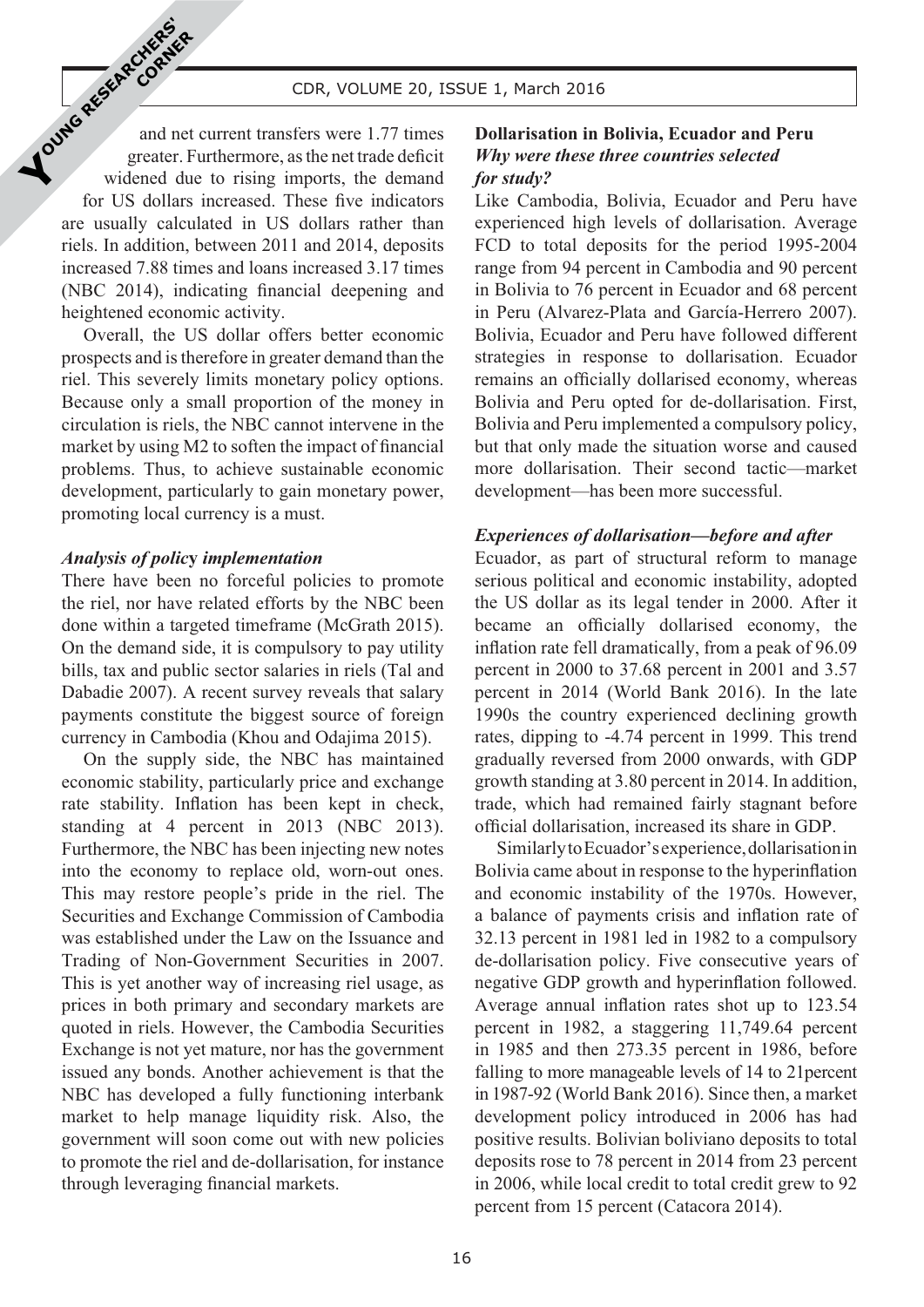and net current transfers were 1.77 times greater. Furthermore, as the net trade deficit widened due to rising imports, the demand for US dollars increased. These five indicators are usually calculated in US dollars rather than riels. In addition, between 2011 and 2014, deposits increased 7.88 times and loans increased 3.17 times (NBC 2014), indicating financial deepening and heightened economic activity.

Overall, the US dollar offers better economic prospects and is therefore in greater demand than the riel. This severely limits monetary policy options. Because only a small proportion of the money in circulation is riels, the NBC cannot intervene in the market by using M2 to soften the impact of financial problems. Thus, to achieve sustainable economic development, particularly to gain monetary power, promoting local currency is a must.

### *Analysis of policy implementation*

There have been no forceful policies to promote the riel, nor have related efforts by the NBC been done within a targeted timeframe (McGrath 2015). On the demand side, it is compulsory to pay utility bills, tax and public sector salaries in riels (Tal and Dabadie 2007). A recent survey reveals that salary payments constitute the biggest source of foreign currency in Cambodia (Khou and Odajima 2015).

On the supply side, the NBC has maintained economic stability, particularly price and exchange rate stability. Inflation has been kept in check, standing at 4 percent in 2013 (NBC 2013). Furthermore, the NBC has been injecting new notes into the economy to replace old, worn-out ones. This may restore people's pride in the riel. The Securities and Exchange Commission of Cambodia was established under the Law on the Issuance and Trading of Non-Government Securities in 2007. This is yet another way of increasing riel usage, as prices in both primary and secondary markets are quoted in riels. However, the Cambodia Securities Exchange is not yet mature, nor has the government issued any bonds. Another achievement is that the NBC has developed a fully functioning interbank market to help manage liquidity risk. Also, the government will soon come out with new policies to promote the riel and de-dollarisation, for instance through leveraging financial markets.

### **Dollarisation in Bolivia, Ecuador and Peru**
### ***Why were these three countries selected for study?***

Like Cambodia, Bolivia, Ecuador and Peru have experienced high levels of dollarisation. Average FCD to total deposits for the period 1995-2004 range from 94 percent in Cambodia and 90 percent in Bolivia to 76 percent in Ecuador and 68 percent in Peru (Alvarez-Plata and García-Herrero 2007). Bolivia, Ecuador and Peru have followed different strategies in response to dollarisation. Ecuador remains an officially dollarised economy, whereas Bolivia and Peru opted for de-dollarisation. First, Bolivia and Peru implemented a compulsory policy, but that only made the situation worse and caused more dollarisation. Their second tactic—market development—has been more successful.

### *Experiences of dollarisation—before and after*

Ecuador, as part of structural reform to manage serious political and economic instability, adopted the US dollar as its legal tender in 2000. After it became an officially dollarised economy, the inflation rate fell dramatically, from a peak of 96.09 percent in 2000 to 37.68 percent in 2001 and 3.57 percent in 2014 (World Bank 2016). In the late 1990s the country experienced declining growth rates, dipping to -4.74 percent in 1999. This trend gradually reversed from 2000 onwards, with GDP growth standing at 3.80 percent in 2014. In addition, trade, which had remained fairly stagnant before official dollarisation, increased its share in GDP.

Similarly to Ecuador's experience, dollarisation in Bolivia came about in response to the hyperinflation and economic instability of the 1970s. However, a balance of payments crisis and inflation rate of 32.13 percent in 1981 led in 1982 to a compulsory de-dollarisation policy. Five consecutive years of negative GDP growth and hyperinflation followed. Average annual inflation rates shot up to 123.54 percent in 1982, a staggering 11,749.64 percent in 1985 and then 273.35 percent in 1986, before falling to more manageable levels of 14 to 21percent in 1987-92 (World Bank 2016). Since then, a market development policy introduced in 2006 has had positive results. Bolivian boliviano deposits to total deposits rose to 78 percent in 2014 from 23 percent in 2006, while local credit to total credit grew to 92 percent from 15 percent (Catacora 2014).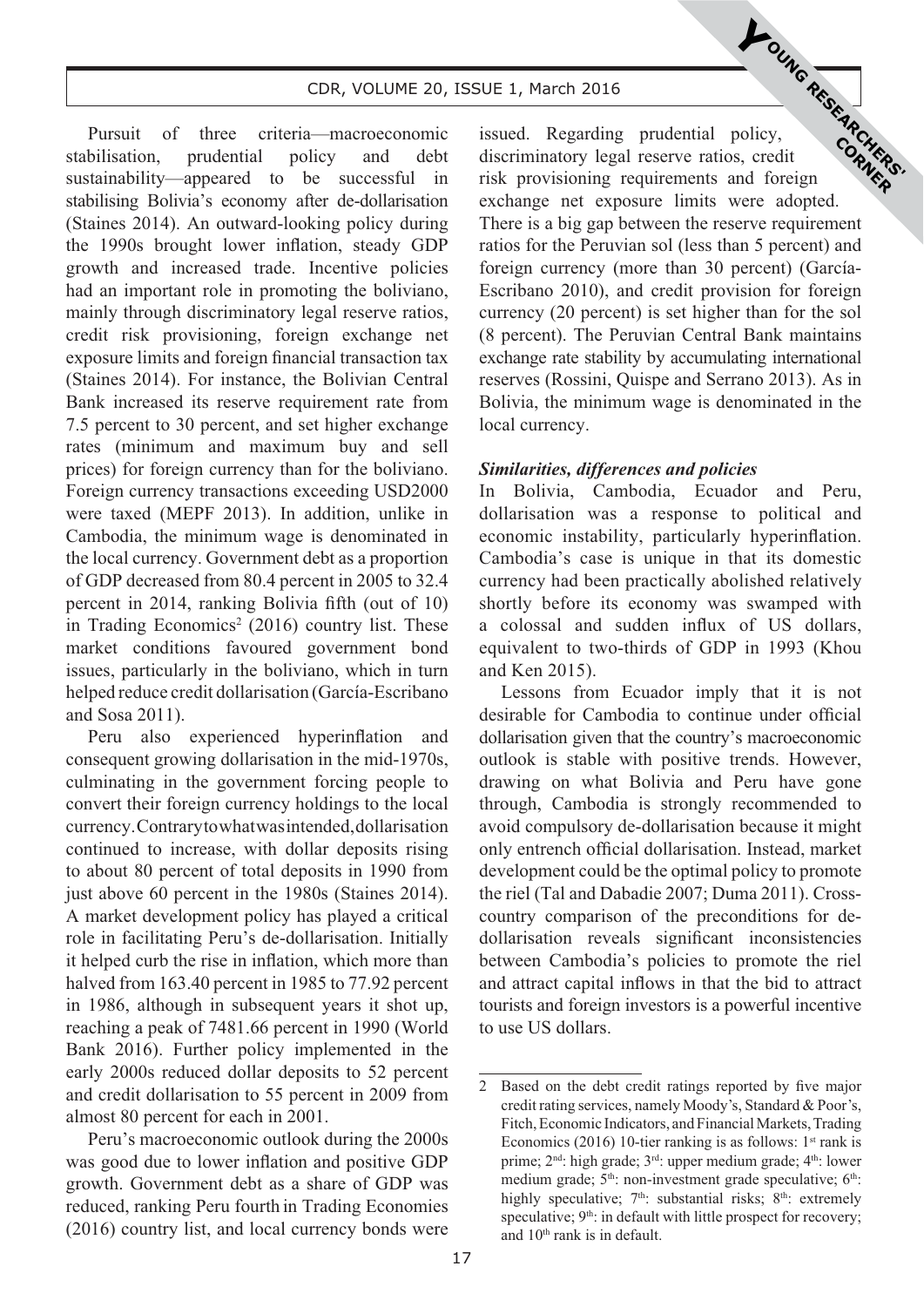Pursuit of three criteria—macroeconomic stabilisation, prudential policy and debt sustainability—appeared to be successful in stabilising Bolivia's economy after de-dollarisation (Staines 2014). An outward-looking policy during the 1990s brought lower inflation, steady GDP growth and increased trade. Incentive policies had an important role in promoting the boliviano, mainly through discriminatory legal reserve ratios, credit risk provisioning, foreign exchange net exposure limits and foreign financial transaction tax (Staines 2014). For instance, the Bolivian Central Bank increased its reserve requirement rate from 7.5 percent to 30 percent, and set higher exchange rates (minimum and maximum buy and sell prices) for foreign currency than for the boliviano. Foreign currency transactions exceeding USD2000 were taxed (MEPF 2013). In addition, unlike in Cambodia, the minimum wage is denominated in the local currency. Government debt as a proportion of GDP decreased from 80.4 percent in 2005 to 32.4 percent in 2014, ranking Bolivia fifth (out of 10) in Trading Economics[2] (2016) country list. These market conditions favoured government bond issues, particularly in the boliviano, which in turn helped reduce credit dollarisation (García-Escribano and Sosa 2011).

Peru also experienced hyperinflation and consequent growing dollarisation in the mid-1970s, culminating in the government forcing people to convert their foreign currency holdings to the local currency. Contrary to what was intended, dollarisation continued to increase, with dollar deposits rising to about 80 percent of total deposits in 1990 from just above 60 percent in the 1980s (Staines 2014). A market development policy has played a critical role in facilitating Peru's de-dollarisation. Initially it helped curb the rise in inflation, which more than halved from 163.40 percent in 1985 to 77.92 percent in 1986, although in subsequent years it shot up, reaching a peak of 7481.66 percent in 1990 (World Bank 2016). Further policy implemented in the early 2000s reduced dollar deposits to 52 percent and credit dollarisation to 55 percent in 2009 from almost 80 percent for each in 2001.

Peru's macroeconomic outlook during the 2000s was good due to lower inflation and positive GDP growth. Government debt as a share of GDP was reduced, ranking Peru fourth in Trading Economies (2016) country list, and local currency bonds were issued. Regarding prudential policy, discriminatory legal reserve ratios, credit risk provisioning requirements and foreign exchange net exposure limits were adopted. There is a big gap between the reserve requirement ratios for the Peruvian sol (less than 5 percent) and foreign currency (more than 30 percent) (García-Escribano 2010), and credit provision for foreign currency (20 percent) is set higher than for the sol (8 percent). The Peruvian Central Bank maintains exchange rate stability by accumulating international reserves (Rossini, Quispe and Serrano 2013). As in Bolivia, the minimum wage is denominated in the local currency.

### *Similarities, differences and policies*

In Bolivia, Cambodia, Ecuador and Peru, dollarisation was a response to political and economic instability, particularly hyperinflation. Cambodia's case is unique in that its domestic currency had been practically abolished relatively shortly before its economy was swamped with a colossal and sudden influx of US dollars, equivalent to two-thirds of GDP in 1993 (Khou and Ken 2015).

Lessons from Ecuador imply that it is not desirable for Cambodia to continue under official dollarisation given that the country's macroeconomic outlook is stable with positive trends. However, drawing on what Bolivia and Peru have gone through, Cambodia is strongly recommended to avoid compulsory de-dollarisation because it might only entrench official dollarisation. Instead, market development could be the optimal policy to promote the riel (Tal and Dabadie 2007; Duma 2011). Cross-country comparison of the preconditions for de-dollarisation reveals significant inconsistencies between Cambodia's policies to promote the riel and attract capital inflows in that the bid to attract tourists and foreign investors is a powerful incentive to use US dollars.

---

2 Based on the debt credit ratings reported by five major credit rating services, namely Moody's, Standard & Poor's, Fitch, Economic Indicators, and Financial Markets, Trading Economics (2016) 10-tier ranking is as follows: 1st rank is prime; 2nd: high grade; 3rd: upper medium grade; 4th: lower medium grade; 5th: non-investment grade speculative; 6th: highly speculative; 7th: substantial risks; 8th: extremely speculative; 9th: in default with little prospect for recovery; and 10th rank is in default.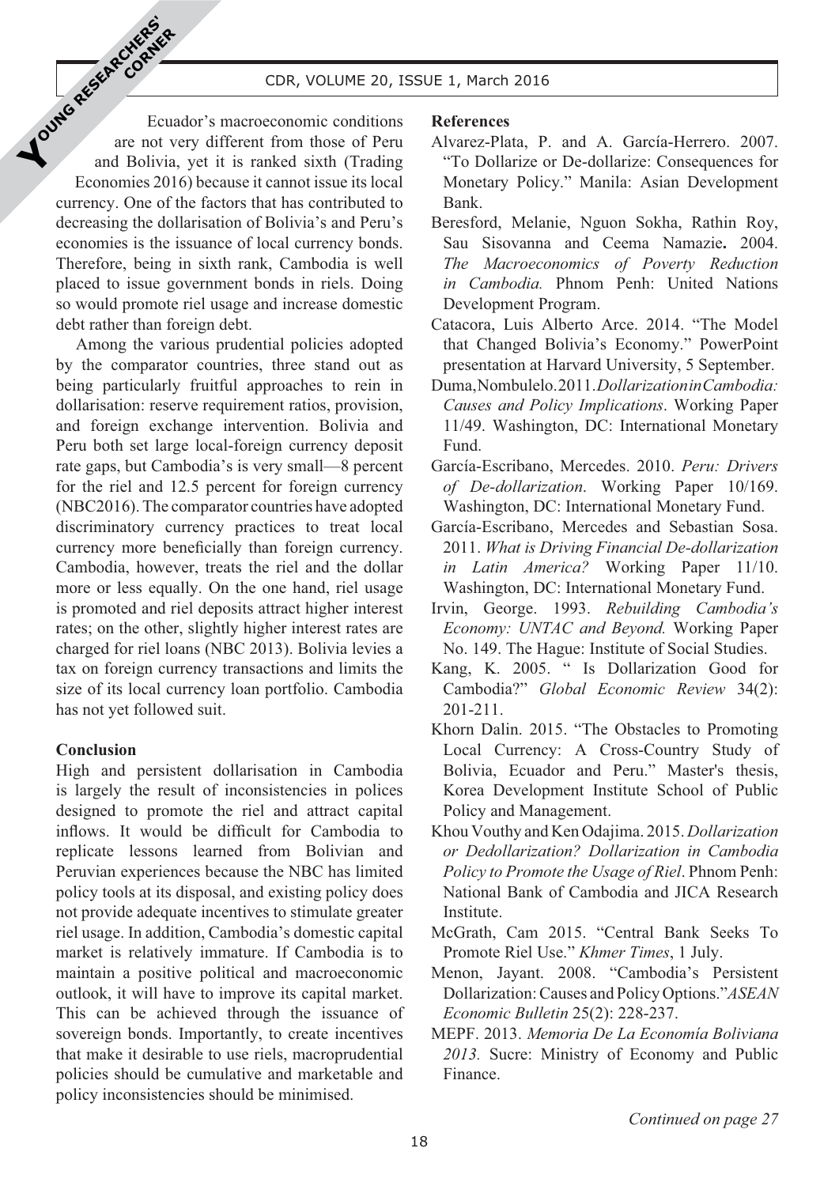Ecuador's macroeconomic conditions are not very different from those of Peru and Bolivia, yet it is ranked sixth (Trading Economies 2016) because it cannot issue its local currency. One of the factors that has contributed to decreasing the dollarisation of Bolivia's and Peru's economies is the issuance of local currency bonds. Therefore, being in sixth rank, Cambodia is well placed to issue government bonds in riels. Doing so would promote riel usage and increase domestic debt rather than foreign debt.

Among the various prudential policies adopted by the comparator countries, three stand out as being particularly fruitful approaches to rein in dollarisation: reserve requirement ratios, provision, and foreign exchange intervention. Bolivia and Peru both set large local-foreign currency deposit rate gaps, but Cambodia's is very small—8 percent for the riel and 12.5 percent for foreign currency (NBC2016). The comparator countries have adopted discriminatory currency practices to treat local currency more beneficially than foreign currency. Cambodia, however, treats the riel and the dollar more or less equally. On the one hand, riel usage is promoted and riel deposits attract higher interest rates; on the other, slightly higher interest rates are charged for riel loans (NBC 2013). Bolivia levies a tax on foreign currency transactions and limits the size of its local currency loan portfolio. Cambodia has not yet followed suit.

**Conclusion**

High and persistent dollarisation in Cambodia is largely the result of inconsistencies in polices designed to promote the riel and attract capital inflows. It would be difficult for Cambodia to replicate lessons learned from Bolivian and Peruvian experiences because the NBC has limited policy tools at its disposal, and existing policy does not provide adequate incentives to stimulate greater riel usage. In addition, Cambodia's domestic capital market is relatively immature. If Cambodia is to maintain a positive political and macroeconomic outlook, it will have to improve its capital market. This can be achieved through the issuance of sovereign bonds. Importantly, to create incentives that make it desirable to use riels, macroprudential policies should be cumulative and marketable and policy inconsistencies should be minimised.

**References**

Alvarez-Plata, P. and A. García-Herrero. 2007. "To Dollarize or De-dollarize: Consequences for Monetary Policy." Manila: Asian Development Bank.

Beresford, Melanie, Nguon Sokha, Rathin Roy, Sau Sisovanna and Ceema Namazie**.** 2004. *The Macroeconomics of Poverty Reduction in Cambodia.* Phnom Penh: United Nations Development Program.

Catacora, Luis Alberto Arce. 2014. "The Model that Changed Bolivia's Economy." PowerPoint presentation at Harvard University, 5 September.

Duma, Nombulelo. 2011. *Dollarization in Cambodia: Causes and Policy Implications*. Working Paper 11/49. Washington, DC: International Monetary Fund.

García-Escribano, Mercedes. 2010. *Peru: Drivers of De-dollarization*. Working Paper 10/169. Washington, DC: International Monetary Fund.

García-Escribano, Mercedes and Sebastian Sosa. 2011. *What is Driving Financial De-dollarization in Latin America?* Working Paper 11/10. Washington, DC: International Monetary Fund.

Irvin, George. 1993. *Rebuilding Cambodia's Economy: UNTAC and Beyond.* Working Paper No. 149. The Hague: Institute of Social Studies.

Kang, K. 2005. " Is Dollarization Good for Cambodia?" *Global Economic Review* 34(2): 201-211.

Khorn Dalin. 2015. "The Obstacles to Promoting Local Currency: A Cross-Country Study of Bolivia, Ecuador and Peru." Master's thesis, Korea Development Institute School of Public Policy and Management.

Khou Vouthy and Ken Odajima. 2015. *Dollarization or Dedollarization? Dollarization in Cambodia Policy to Promote the Usage of Riel*. Phnom Penh: National Bank of Cambodia and JICA Research Institute.

McGrath, Cam 2015. "Central Bank Seeks To Promote Riel Use." *Khmer Times*, 1 July.

Menon, Jayant. 2008. "Cambodia's Persistent Dollarization: Causes and Policy Options." *ASEAN Economic Bulletin* 25(2): 228-237.

MEPF. 2013. *Memoria De La Economía Boliviana 2013.* Sucre: Ministry of Economy and Public Finance.

*Continued on page 27*